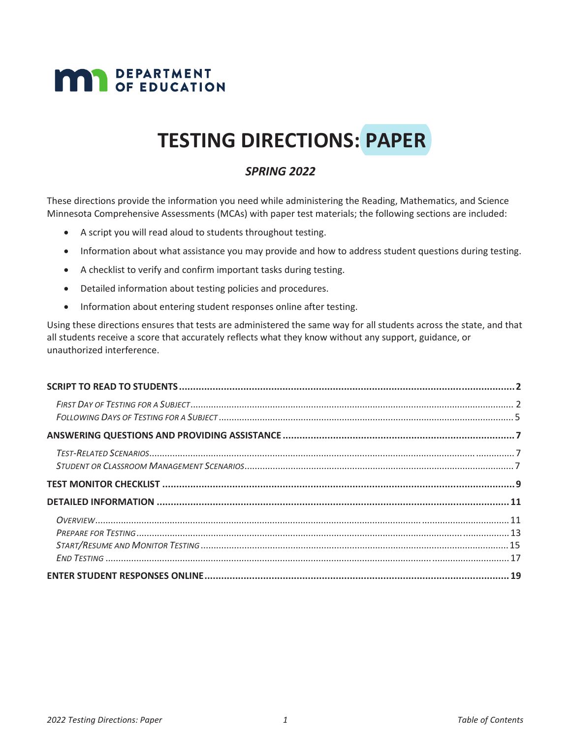MN DEPARTMENT OF EDUCATION

# TESTING DIRECTIONS: PAPER

***SPRING 2022***

These directions provide the information you need while administering the Reading, Mathematics, and Science Minnesota Comprehensive Assessments (MCAs) with paper test materials; the following sections are included:

- A script you will read aloud to students throughout testing.
- Information about what assistance you may provide and how to address student questions during testing.
- A checklist to verify and confirm important tasks during testing.
- Detailed information about testing policies and procedures.
- Information about entering student responses online after testing.

Using these directions ensures that tests are administered the same way for all students across the state, and that all students receive a score that accurately reflects what they know without any support, guidance, or unauthorized interference.

**SCRIPT TO READ TO STUDENTS** .......... **2**

*First Day of Testing for a Subject* .......... 2
*Following Days of Testing for a Subject* .......... 5

**ANSWERING QUESTIONS AND PROVIDING ASSISTANCE** .......... **7**

*Test-Related Scenarios* .......... 7
*Student or Classroom Management Scenarios* .......... 7

**TEST MONITOR CHECKLIST** .......... **9**

**DETAILED INFORMATION** .......... **11**

*Overview* .......... 11
*Prepare for Testing* .......... 13
*Start/Resume and Monitor Testing* .......... 15
*End Testing* .......... 17

**ENTER STUDENT RESPONSES ONLINE** .......... **19**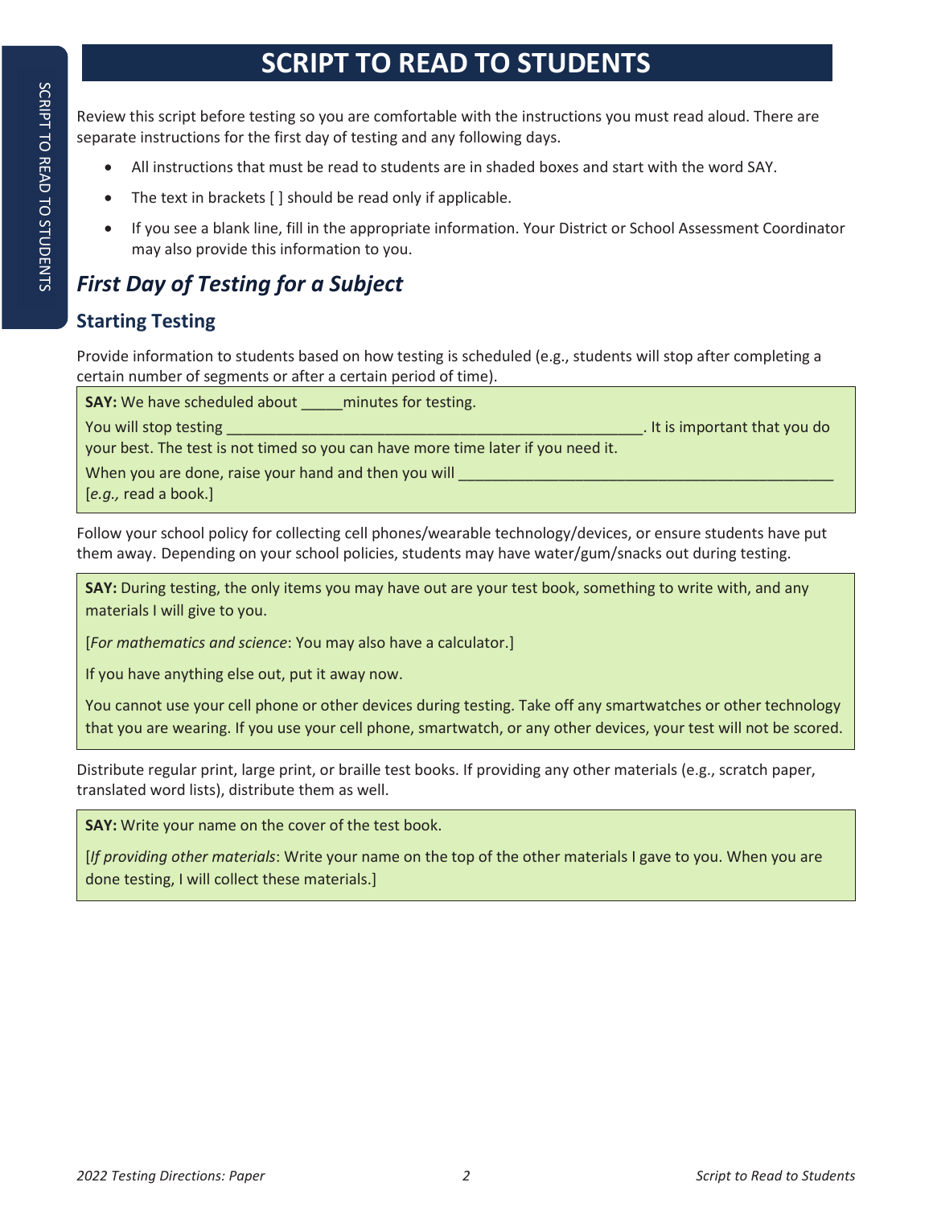# SCRIPT TO READ TO STUDENTS

Review this script before testing so you are comfortable with the instructions you must read aloud. There are separate instructions for the first day of testing and any following days.

- All instructions that must be read to students are in shaded boxes and start with the word SAY.
- The text in brackets [ ] should be read only if applicable.
- If you see a blank line, fill in the appropriate information. Your District or School Assessment Coordinator may also provide this information to you.

## *First Day of Testing for a Subject*

### Starting Testing

Provide information to students based on how testing is scheduled (e.g., students will stop after completing a certain number of segments or after a certain period of time).

> **SAY:** We have scheduled about _____minutes for testing.
>
> You will stop testing ________________________________________________. It is important that you do your best. The test is not timed so you can have more time later if you need it.
>
> When you are done, raise your hand and then you will ____________________________________________ [*e.g.,* read a book.]

Follow your school policy for collecting cell phones/wearable technology/devices, or ensure students have put them away. Depending on your school policies, students may have water/gum/snacks out during testing.

> **SAY:** During testing, the only items you may have out are your test book, something to write with, and any materials I will give to you.
>
> [*For mathematics and science*: You may also have a calculator.]
>
> If you have anything else out, put it away now.
>
> You cannot use your cell phone or other devices during testing. Take off any smartwatches or other technology that you are wearing. If you use your cell phone, smartwatch, or any other devices, your test will not be scored.

Distribute regular print, large print, or braille test books. If providing any other materials (e.g., scratch paper, translated word lists), distribute them as well.

> **SAY:** Write your name on the cover of the test book.
>
> [*If providing other materials*: Write your name on the top of the other materials I gave to you. When you are done testing, I will collect these materials.]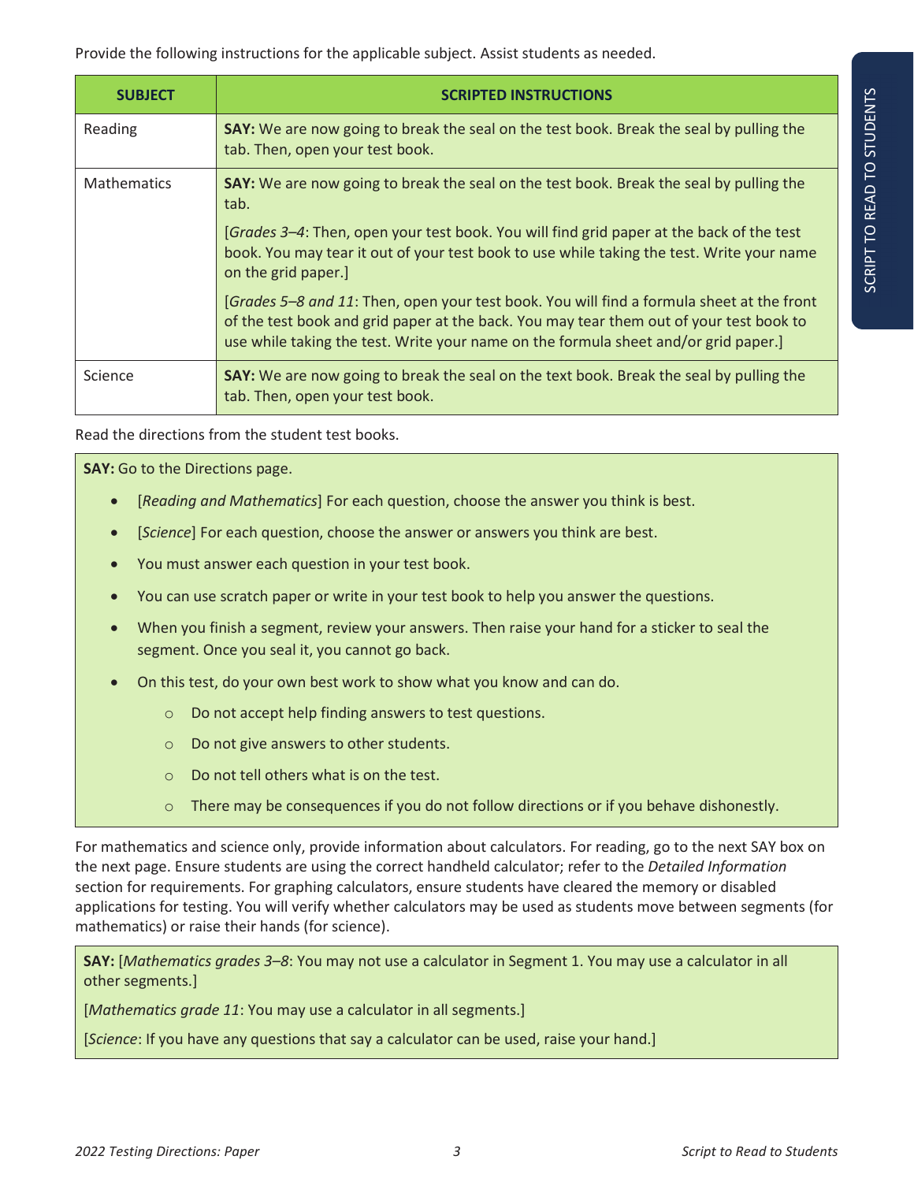Provide the following instructions for the applicable subject. Assist students as needed.

| SUBJECT | SCRIPTED INSTRUCTIONS |
| --- | --- |
| Reading | **SAY:** We are now going to break the seal on the test book. Break the seal by pulling the tab. Then, open your test book. |
| Mathematics | **SAY:** We are now going to break the seal on the test book. Break the seal by pulling the tab.<br><br>[*Grades 3–4*: Then, open your test book. You will find grid paper at the back of the test book. You may tear it out of your test book to use while taking the test. Write your name on the grid paper.]<br><br>[*Grades 5–8 and 11*: Then, open your test book. You will find a formula sheet at the front of the test book and grid paper at the back. You may tear them out of your test book to use while taking the test. Write your name on the formula sheet and/or grid paper.] |
| Science | **SAY:** We are now going to break the seal on the text book. Break the seal by pulling the tab. Then, open your test book. |

Read the directions from the student test books.

**SAY:** Go to the Directions page.

- [*Reading and Mathematics*] For each question, choose the answer you think is best.
- [*Science*] For each question, choose the answer or answers you think are best.
- You must answer each question in your test book.
- You can use scratch paper or write in your test book to help you answer the questions.
- When you finish a segment, review your answers. Then raise your hand for a sticker to seal the segment. Once you seal it, you cannot go back.
- On this test, do your own best work to show what you know and can do.
  - Do not accept help finding answers to test questions.
  - Do not give answers to other students.
  - Do not tell others what is on the test.
  - There may be consequences if you do not follow directions or if you behave dishonestly.

For mathematics and science only, provide information about calculators. For reading, go to the next SAY box on the next page. Ensure students are using the correct handheld calculator; refer to the *Detailed Information* section for requirements. For graphing calculators, ensure students have cleared the memory or disabled applications for testing. You will verify whether calculators may be used as students move between segments (for mathematics) or raise their hands (for science).

**SAY:** [*Mathematics grades 3–8*: You may not use a calculator in Segment 1. You may use a calculator in all other segments.]

[*Mathematics grade 11*: You may use a calculator in all segments.]

[*Science*: If you have any questions that say a calculator can be used, raise your hand.]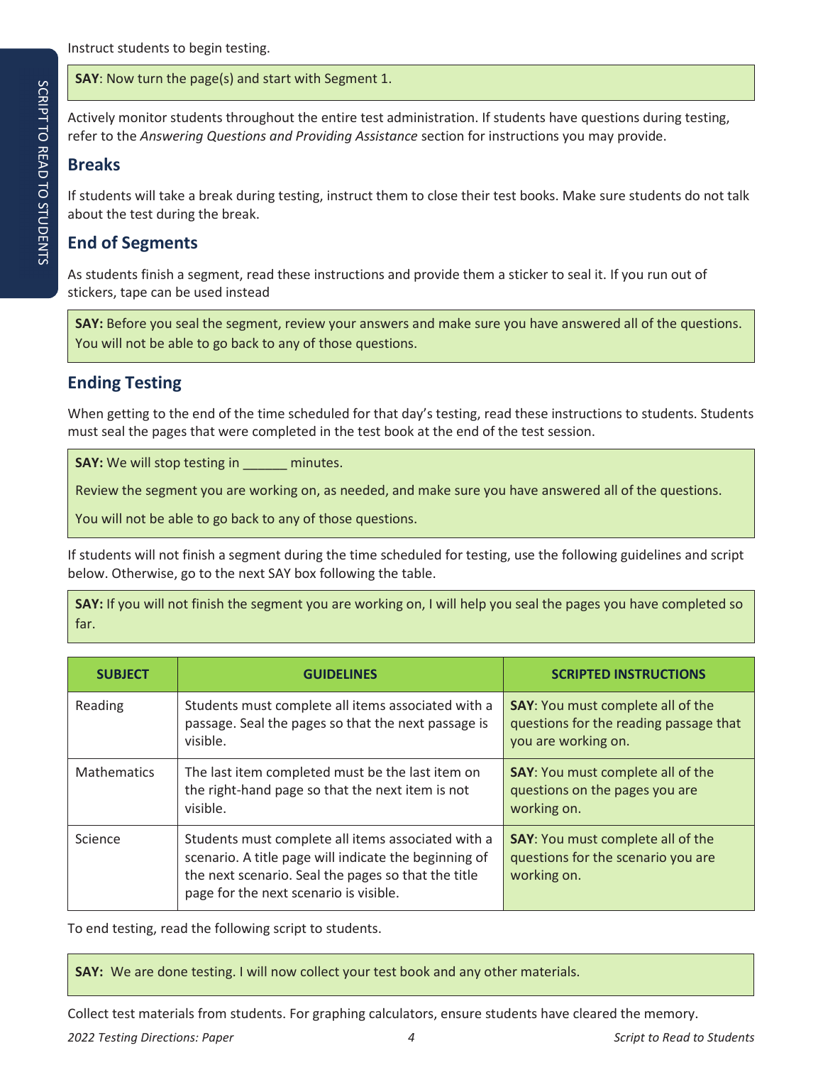Instruct students to begin testing.

**SAY**: Now turn the page(s) and start with Segment 1.

Actively monitor students throughout the entire test administration. If students have questions during testing, refer to the *Answering Questions and Providing Assistance* section for instructions you may provide.

## Breaks

If students will take a break during testing, instruct them to close their test books. Make sure students do not talk about the test during the break.

## End of Segments

As students finish a segment, read these instructions and provide them a sticker to seal it. If you run out of stickers, tape can be used instead

**SAY:** Before you seal the segment, review your answers and make sure you have answered all of the questions. You will not be able to go back to any of those questions.

## Ending Testing

When getting to the end of the time scheduled for that day's testing, read these instructions to students. Students must seal the pages that were completed in the test book at the end of the test session.

**SAY:** We will stop testing in ______ minutes.

Review the segment you are working on, as needed, and make sure you have answered all of the questions.

You will not be able to go back to any of those questions.

If students will not finish a segment during the time scheduled for testing, use the following guidelines and script below. Otherwise, go to the next SAY box following the table.

**SAY:** If you will not finish the segment you are working on, I will help you seal the pages you have completed so far.

| SUBJECT | GUIDELINES | SCRIPTED INSTRUCTIONS |
|---|---|---|
| Reading | Students must complete all items associated with a passage. Seal the pages so that the next passage is visible. | **SAY**: You must complete all of the questions for the reading passage that you are working on. |
| Mathematics | The last item completed must be the last item on the right-hand page so that the next item is not visible. | **SAY**: You must complete all of the questions on the pages you are working on. |
| Science | Students must complete all items associated with a scenario. A title page will indicate the beginning of the next scenario. Seal the pages so that the title page for the next scenario is visible. | **SAY**: You must complete all of the questions for the scenario you are working on. |

To end testing, read the following script to students.

**SAY:** We are done testing. I will now collect your test book and any other materials.

Collect test materials from students. For graphing calculators, ensure students have cleared the memory.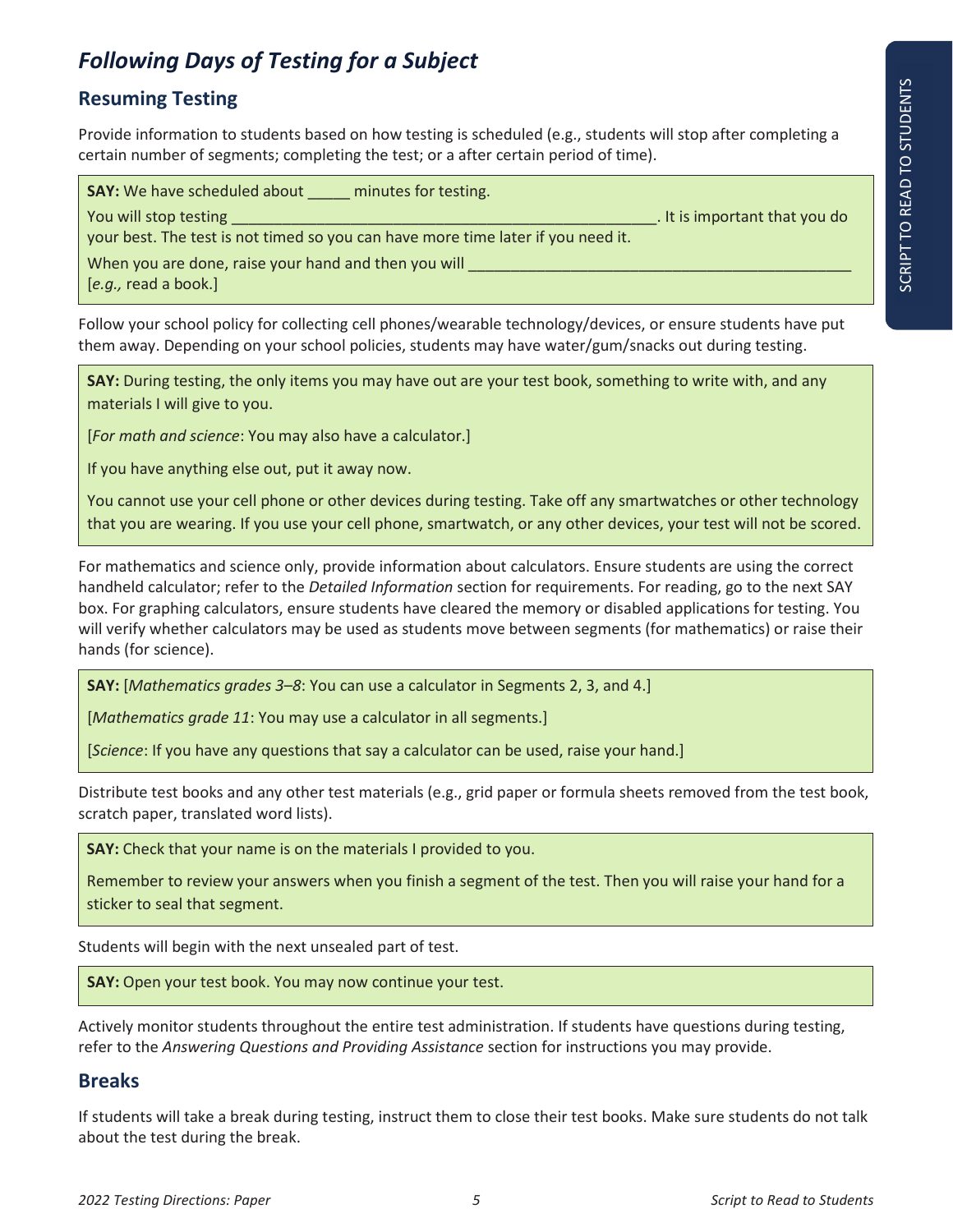## *Following Days of Testing for a Subject*

### Resuming Testing

Provide information to students based on how testing is scheduled (e.g., students will stop after completing a certain number of segments; completing the test; or a after certain period of time).

> **SAY:** We have scheduled about _____ minutes for testing.
>
> You will stop testing ____________________________________________________. It is important that you do your best. The test is not timed so you can have more time later if you need it.
>
> When you are done, raise your hand and then you will ______________________________________________ [*e.g.,* read a book.]

Follow your school policy for collecting cell phones/wearable technology/devices, or ensure students have put them away. Depending on your school policies, students may have water/gum/snacks out during testing.

> **SAY:** During testing, the only items you may have out are your test book, something to write with, and any materials I will give to you.
>
> [*For math and science*: You may also have a calculator.]
>
> If you have anything else out, put it away now.
>
> You cannot use your cell phone or other devices during testing. Take off any smartwatches or other technology that you are wearing. If you use your cell phone, smartwatch, or any other devices, your test will not be scored.

For mathematics and science only, provide information about calculators. Ensure students are using the correct handheld calculator; refer to the *Detailed Information* section for requirements. For reading, go to the next SAY box. For graphing calculators, ensure students have cleared the memory or disabled applications for testing. You will verify whether calculators may be used as students move between segments (for mathematics) or raise their hands (for science).

> **SAY:** [*Mathematics grades 3–8*: You can use a calculator in Segments 2, 3, and 4.]
>
> [*Mathematics grade 11*: You may use a calculator in all segments.]
>
> [*Science*: If you have any questions that say a calculator can be used, raise your hand.]

Distribute test books and any other test materials (e.g., grid paper or formula sheets removed from the test book, scratch paper, translated word lists).

> **SAY:** Check that your name is on the materials I provided to you.
>
> Remember to review your answers when you finish a segment of the test. Then you will raise your hand for a sticker to seal that segment.

Students will begin with the next unsealed part of test.

> **SAY:** Open your test book. You may now continue your test.

Actively monitor students throughout the entire test administration. If students have questions during testing, refer to the *Answering Questions and Providing Assistance* section for instructions you may provide.

### Breaks

If students will take a break during testing, instruct them to close their test books. Make sure students do not talk about the test during the break.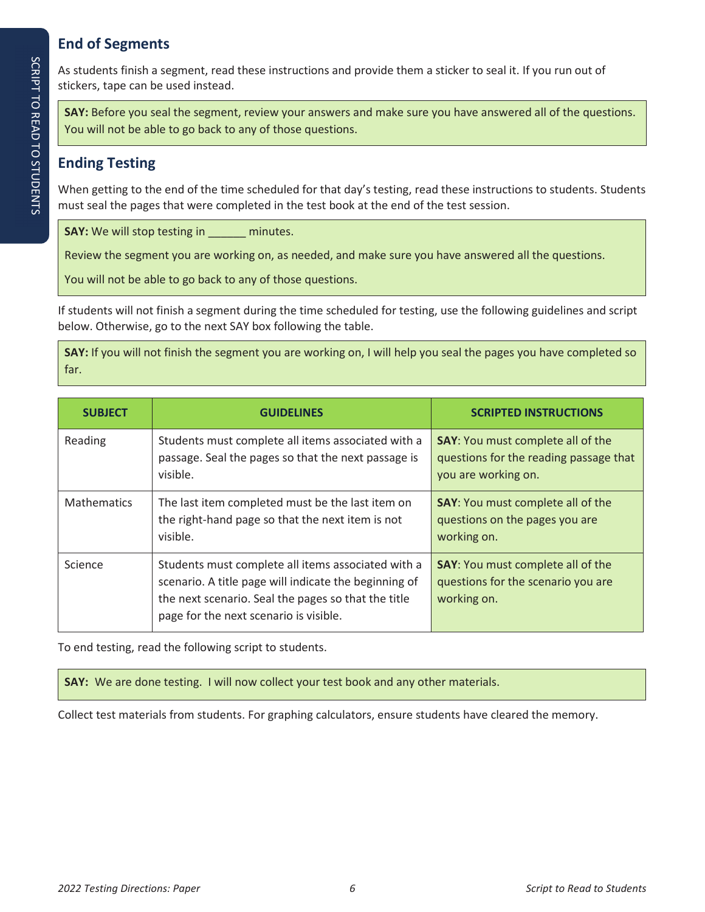## End of Segments

As students finish a segment, read these instructions and provide them a sticker to seal it. If you run out of stickers, tape can be used instead.

> **SAY:** Before you seal the segment, review your answers and make sure you have answered all of the questions. You will not be able to go back to any of those questions.

## Ending Testing

When getting to the end of the time scheduled for that day's testing, read these instructions to students. Students must seal the pages that were completed in the test book at the end of the test session.

> **SAY:** We will stop testing in ______ minutes.
>
> Review the segment you are working on, as needed, and make sure you have answered all the questions.
>
> You will not be able to go back to any of those questions.

If students will not finish a segment during the time scheduled for testing, use the following guidelines and script below. Otherwise, go to the next SAY box following the table.

> **SAY:** If you will not finish the segment you are working on, I will help you seal the pages you have completed so far.

| SUBJECT | GUIDELINES | SCRIPTED INSTRUCTIONS |
|---|---|---|
| Reading | Students must complete all items associated with a passage. Seal the pages so that the next passage is visible. | **SAY**: You must complete all of the questions for the reading passage that you are working on. |
| Mathematics | The last item completed must be the last item on the right-hand page so that the next item is not visible. | **SAY**: You must complete all of the questions on the pages you are working on. |
| Science | Students must complete all items associated with a scenario. A title page will indicate the beginning of the next scenario. Seal the pages so that the title page for the next scenario is visible. | **SAY**: You must complete all of the questions for the scenario you are working on. |

To end testing, read the following script to students.

> **SAY:** We are done testing. I will now collect your test book and any other materials.

Collect test materials from students. For graphing calculators, ensure students have cleared the memory.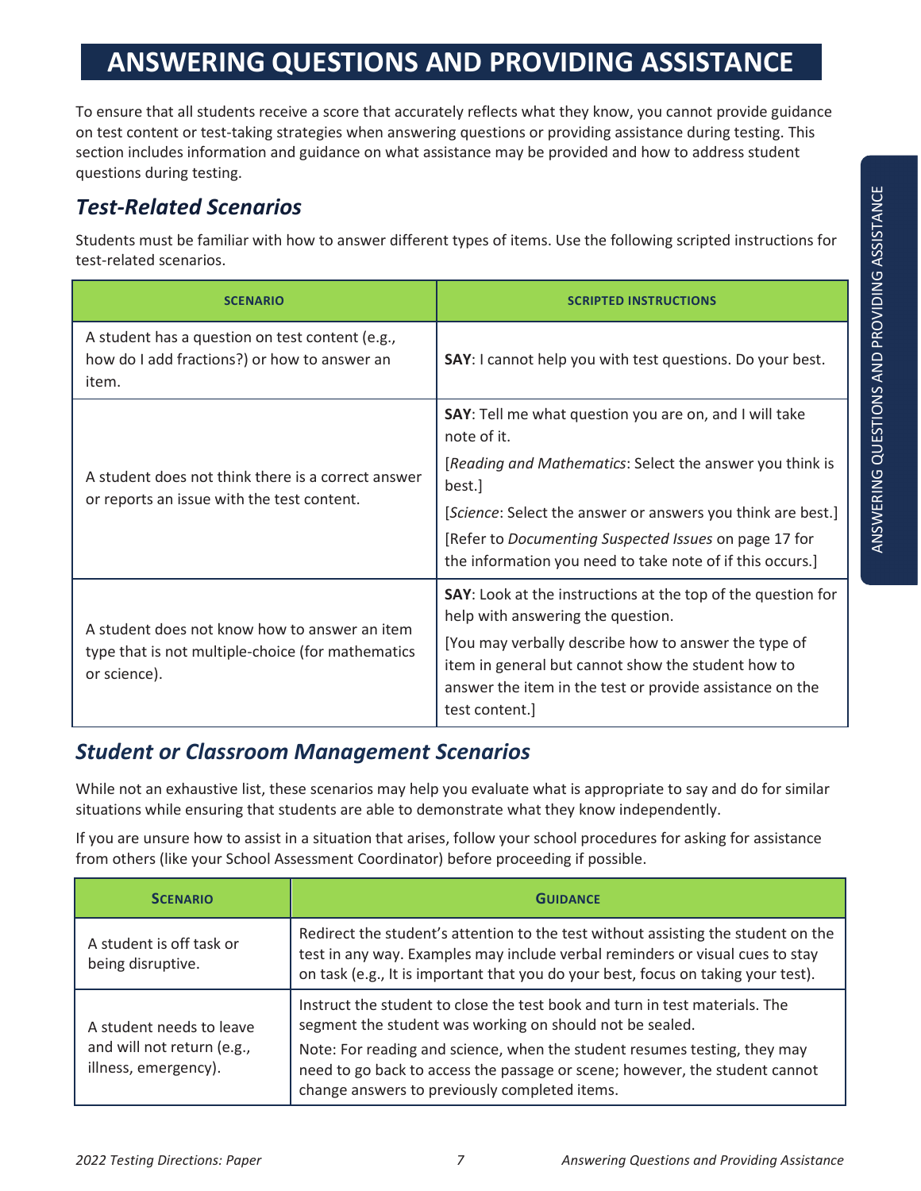# ANSWERING QUESTIONS AND PROVIDING ASSISTANCE

To ensure that all students receive a score that accurately reflects what they know, you cannot provide guidance on test content or test-taking strategies when answering questions or providing assistance during testing. This section includes information and guidance on what assistance may be provided and how to address student questions during testing.

## *Test-Related Scenarios*

Students must be familiar with how to answer different types of items. Use the following scripted instructions for test-related scenarios.

| SCENARIO | SCRIPTED INSTRUCTIONS |
|---|---|
| A student has a question on test content (e.g., how do I add fractions?) or how to answer an item. | **SAY**: I cannot help you with test questions. Do your best. |
| A student does not think there is a correct answer or reports an issue with the test content. | **SAY**: Tell me what question you are on, and I will take note of it.<br>[*Reading and Mathematics*: Select the answer you think is best.]<br>[*Science*: Select the answer or answers you think are best.]<br>[Refer to *Documenting Suspected Issues* on page 17 for the information you need to take note of if this occurs.] |
| A student does not know how to answer an item type that is not multiple-choice (for mathematics or science). | **SAY**: Look at the instructions at the top of the question for help with answering the question.<br>[You may verbally describe how to answer the type of item in general but cannot show the student how to answer the item in the test or provide assistance on the test content.] |

## *Student or Classroom Management Scenarios*

While not an exhaustive list, these scenarios may help you evaluate what is appropriate to say and do for similar situations while ensuring that students are able to demonstrate what they know independently.

If you are unsure how to assist in a situation that arises, follow your school procedures for asking for assistance from others (like your School Assessment Coordinator) before proceeding if possible.

| SCENARIO | GUIDANCE |
|---|---|
| A student is off task or being disruptive. | Redirect the student's attention to the test without assisting the student on the test in any way. Examples may include verbal reminders or visual cues to stay on task (e.g., It is important that you do your best, focus on taking your test). |
| A student needs to leave and will not return (e.g., illness, emergency). | Instruct the student to close the test book and turn in test materials. The segment the student was working on should not be sealed.<br>Note: For reading and science, when the student resumes testing, they may need to go back to access the passage or scene; however, the student cannot change answers to previously completed items. |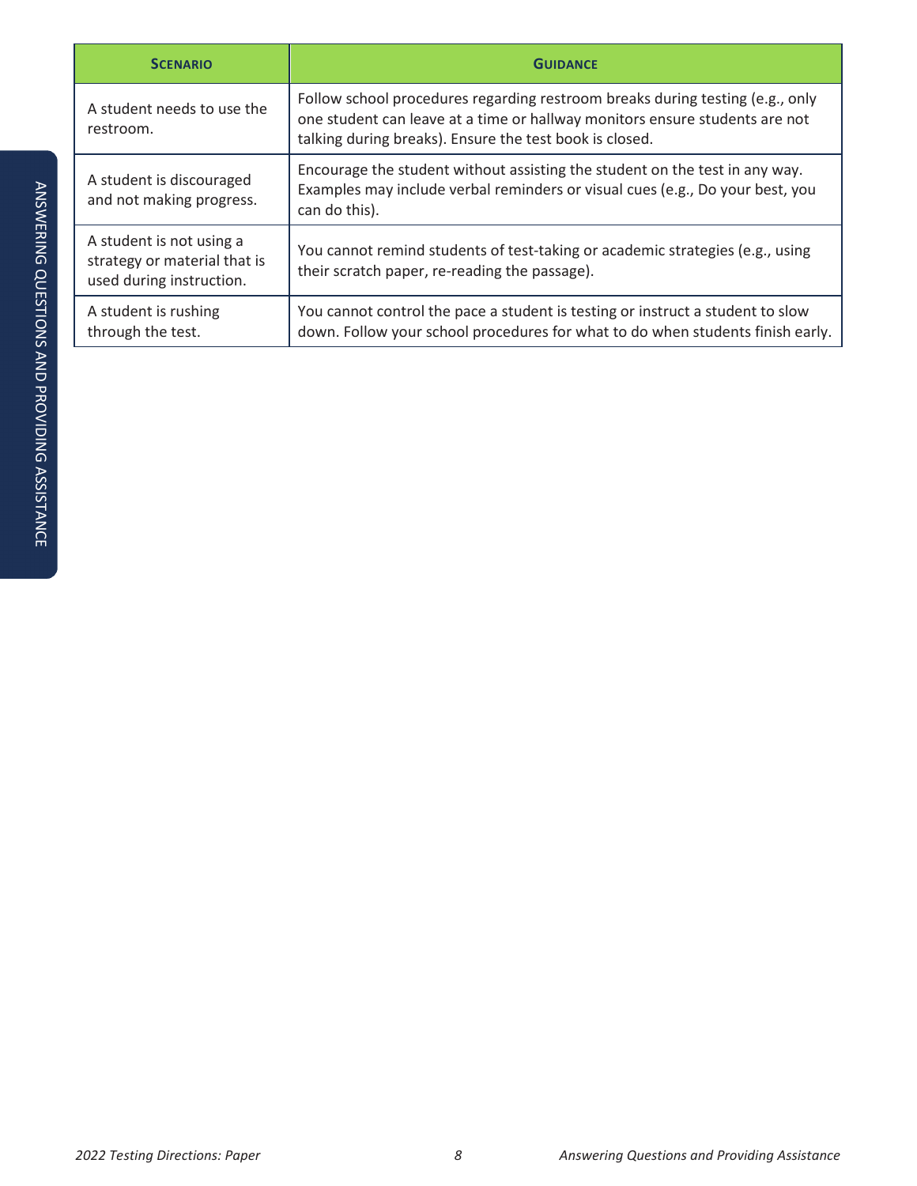| Scenario | Guidance |
| --- | --- |
| A student needs to use the restroom. | Follow school procedures regarding restroom breaks during testing (e.g., only one student can leave at a time or hallway monitors ensure students are not talking during breaks). Ensure the test book is closed. |
| A student is discouraged and not making progress. | Encourage the student without assisting the student on the test in any way. Examples may include verbal reminders or visual cues (e.g., Do your best, you can do this). |
| A student is not using a strategy or material that is used during instruction. | You cannot remind students of test-taking or academic strategies (e.g., using their scratch paper, re-reading the passage). |
| A student is rushing through the test. | You cannot control the pace a student is testing or instruct a student to slow down. Follow your school procedures for what to do when students finish early. |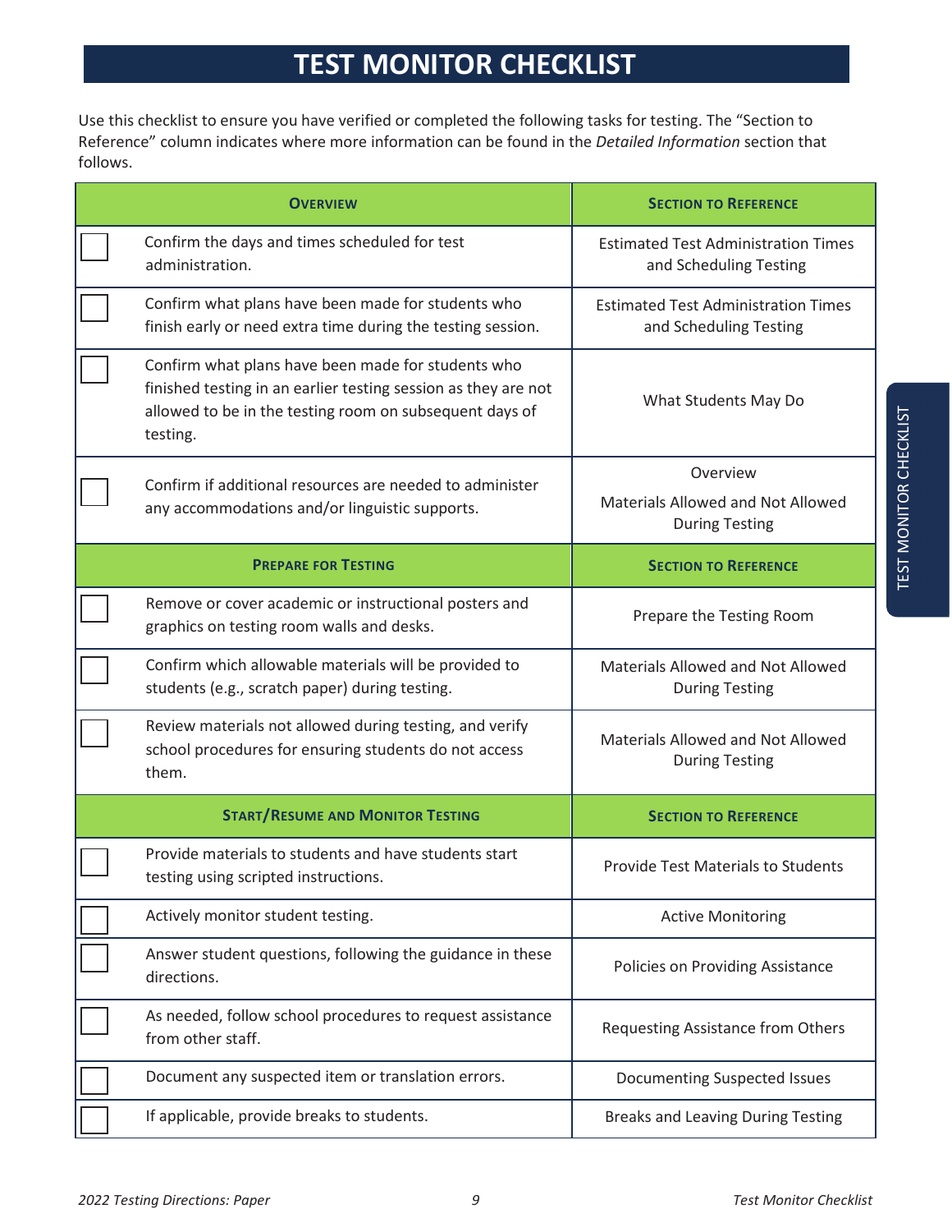# TEST MONITOR CHECKLIST

Use this checklist to ensure you have verified or completed the following tasks for testing. The "Section to Reference" column indicates where more information can be found in the *Detailed Information* section that follows.

| | Overview | Section to Reference |
|---|---|---|
| ☐ | Confirm the days and times scheduled for test administration. | Estimated Test Administration Times and Scheduling Testing |
| ☐ | Confirm what plans have been made for students who finish early or need extra time during the testing session. | Estimated Test Administration Times and Scheduling Testing |
| ☐ | Confirm what plans have been made for students who finished testing in an earlier testing session as they are not allowed to be in the testing room on subsequent days of testing. | What Students May Do |
| ☐ | Confirm if additional resources are needed to administer any accommodations and/or linguistic supports. | Overview<br>Materials Allowed and Not Allowed During Testing |
| | **Prepare for Testing** | **Section to Reference** |
| ☐ | Remove or cover academic or instructional posters and graphics on testing room walls and desks. | Prepare the Testing Room |
| ☐ | Confirm which allowable materials will be provided to students (e.g., scratch paper) during testing. | Materials Allowed and Not Allowed During Testing |
| ☐ | Review materials not allowed during testing, and verify school procedures for ensuring students do not access them. | Materials Allowed and Not Allowed During Testing |
| | **Start/Resume and Monitor Testing** | **Section to Reference** |
| ☐ | Provide materials to students and have students start testing using scripted instructions. | Provide Test Materials to Students |
| ☐ | Actively monitor student testing. | Active Monitoring |
| ☐ | Answer student questions, following the guidance in these directions. | Policies on Providing Assistance |
| ☐ | As needed, follow school procedures to request assistance from other staff. | Requesting Assistance from Others |
| ☐ | Document any suspected item or translation errors. | Documenting Suspected Issues |
| ☐ | If applicable, provide breaks to students. | Breaks and Leaving During Testing |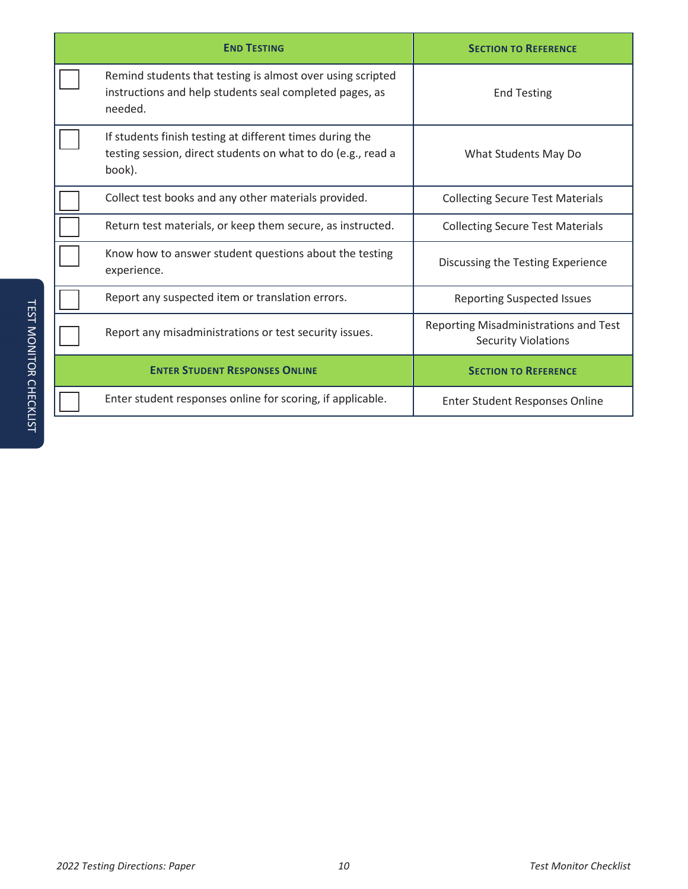| | End Testing | Section to Reference |
|---|---|---|
| ☐ | Remind students that testing is almost over using scripted instructions and help students seal completed pages, as needed. | End Testing |
| ☐ | If students finish testing at different times during the testing session, direct students on what to do (e.g., read a book). | What Students May Do |
| ☐ | Collect test books and any other materials provided. | Collecting Secure Test Materials |
| ☐ | Return test materials, or keep them secure, as instructed. | Collecting Secure Test Materials |
| ☐ | Know how to answer student questions about the testing experience. | Discussing the Testing Experience |
| ☐ | Report any suspected item or translation errors. | Reporting Suspected Issues |
| ☐ | Report any misadministrations or test security issues. | Reporting Misadministrations and Test Security Violations |

| | Enter Student Responses Online | Section to Reference |
|---|---|---|
| ☐ | Enter student responses online for scoring, if applicable. | Enter Student Responses Online |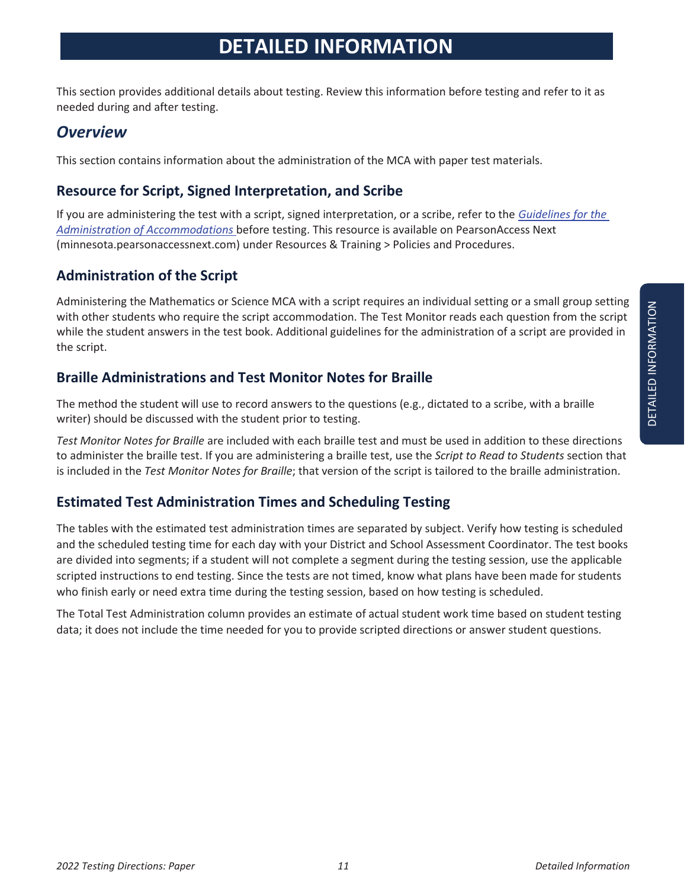# DETAILED INFORMATION

This section provides additional details about testing. Review this information before testing and refer to it as needed during and after testing.

## *Overview*

This section contains information about the administration of the MCA with paper test materials.

### Resource for Script, Signed Interpretation, and Scribe

If you are administering the test with a script, signed interpretation, or a scribe, refer to the *Guidelines for the Administration of Accommodations* before testing. This resource is available on PearsonAccess Next (minnesota.pearsonaccessnext.com) under Resources & Training > Policies and Procedures.

### Administration of the Script

Administering the Mathematics or Science MCA with a script requires an individual setting or a small group setting with other students who require the script accommodation. The Test Monitor reads each question from the script while the student answers in the test book. Additional guidelines for the administration of a script are provided in the script.

### Braille Administrations and Test Monitor Notes for Braille

The method the student will use to record answers to the questions (e.g., dictated to a scribe, with a braille writer) should be discussed with the student prior to testing.

*Test Monitor Notes for Braille* are included with each braille test and must be used in addition to these directions to administer the braille test. If you are administering a braille test, use the *Script to Read to Students* section that is included in the *Test Monitor Notes for Braille*; that version of the script is tailored to the braille administration.

### Estimated Test Administration Times and Scheduling Testing

The tables with the estimated test administration times are separated by subject. Verify how testing is scheduled and the scheduled testing time for each day with your District and School Assessment Coordinator. The test books are divided into segments; if a student will not complete a segment during the testing session, use the applicable scripted instructions to end testing. Since the tests are not timed, know what plans have been made for students who finish early or need extra time during the testing session, based on how testing is scheduled.

The Total Test Administration column provides an estimate of actual student work time based on student testing data; it does not include the time needed for you to provide scripted directions or answer student questions.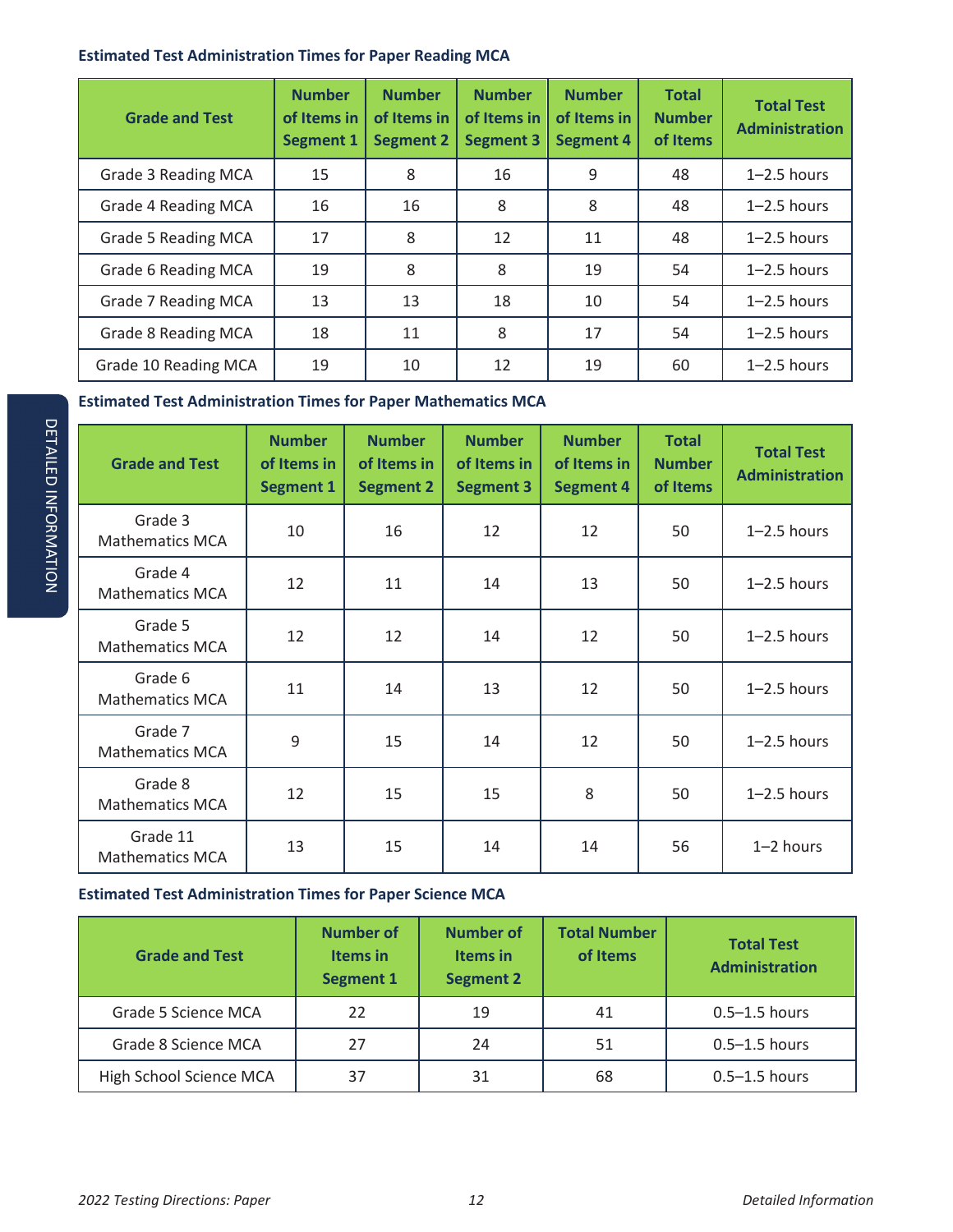**Estimated Test Administration Times for Paper Reading MCA**

| Grade and Test | Number of Items in Segment 1 | Number of Items in Segment 2 | Number of Items in Segment 3 | Number of Items in Segment 4 | Total Number of Items | Total Test Administration |
|---|---|---|---|---|---|---|
| Grade 3 Reading MCA | 15 | 8 | 16 | 9 | 48 | 1–2.5 hours |
| Grade 4 Reading MCA | 16 | 16 | 8 | 8 | 48 | 1–2.5 hours |
| Grade 5 Reading MCA | 17 | 8 | 12 | 11 | 48 | 1–2.5 hours |
| Grade 6 Reading MCA | 19 | 8 | 8 | 19 | 54 | 1–2.5 hours |
| Grade 7 Reading MCA | 13 | 13 | 18 | 10 | 54 | 1–2.5 hours |
| Grade 8 Reading MCA | 18 | 11 | 8 | 17 | 54 | 1–2.5 hours |
| Grade 10 Reading MCA | 19 | 10 | 12 | 19 | 60 | 1–2.5 hours |

**Estimated Test Administration Times for Paper Mathematics MCA**

| Grade and Test | Number of Items in Segment 1 | Number of Items in Segment 2 | Number of Items in Segment 3 | Number of Items in Segment 4 | Total Number of Items | Total Test Administration |
|---|---|---|---|---|---|---|
| Grade 3 Mathematics MCA | 10 | 16 | 12 | 12 | 50 | 1–2.5 hours |
| Grade 4 Mathematics MCA | 12 | 11 | 14 | 13 | 50 | 1–2.5 hours |
| Grade 5 Mathematics MCA | 12 | 12 | 14 | 12 | 50 | 1–2.5 hours |
| Grade 6 Mathematics MCA | 11 | 14 | 13 | 12 | 50 | 1–2.5 hours |
| Grade 7 Mathematics MCA | 9 | 15 | 14 | 12 | 50 | 1–2.5 hours |
| Grade 8 Mathematics MCA | 12 | 15 | 15 | 8 | 50 | 1–2.5 hours |
| Grade 11 Mathematics MCA | 13 | 15 | 14 | 14 | 56 | 1–2 hours |

**Estimated Test Administration Times for Paper Science MCA**

| Grade and Test | Number of Items in Segment 1 | Number of Items in Segment 2 | Total Number of Items | Total Test Administration |
|---|---|---|---|---|
| Grade 5 Science MCA | 22 | 19 | 41 | 0.5–1.5 hours |
| Grade 8 Science MCA | 27 | 24 | 51 | 0.5–1.5 hours |
| High School Science MCA | 37 | 31 | 68 | 0.5–1.5 hours |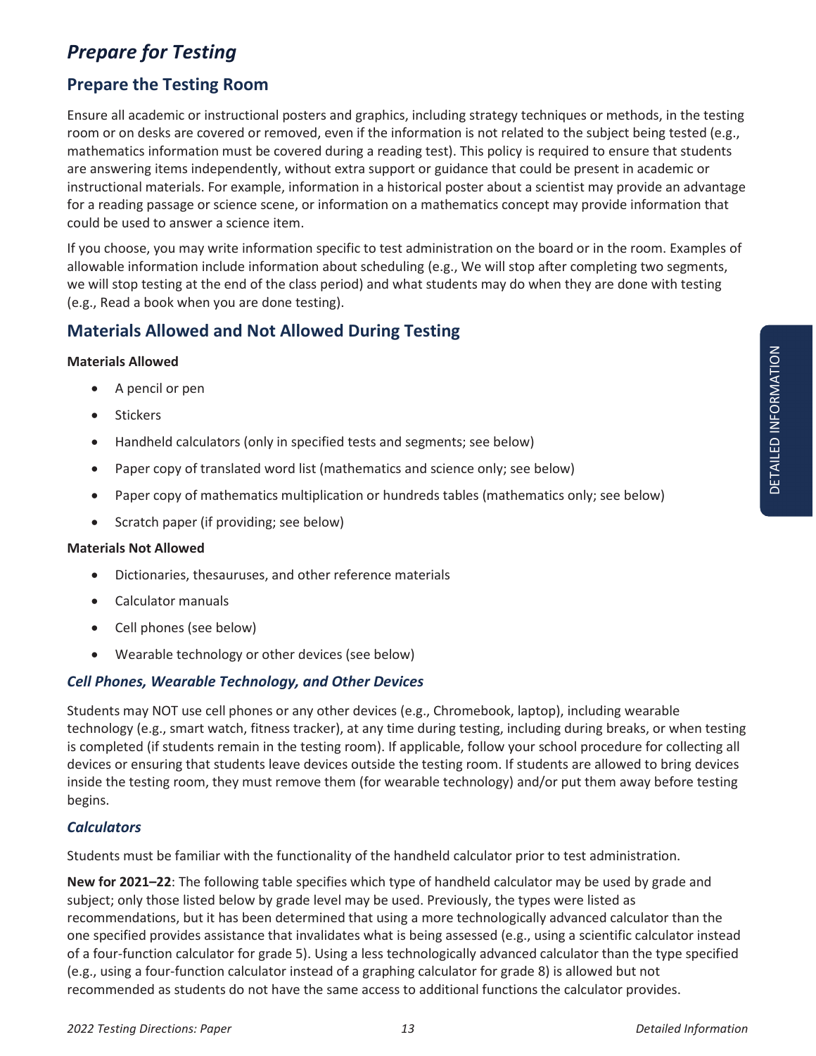# *Prepare for Testing*

## Prepare the Testing Room

Ensure all academic or instructional posters and graphics, including strategy techniques or methods, in the testing room or on desks are covered or removed, even if the information is not related to the subject being tested (e.g., mathematics information must be covered during a reading test). This policy is required to ensure that students are answering items independently, without extra support or guidance that could be present in academic or instructional materials. For example, information in a historical poster about a scientist may provide an advantage for a reading passage or science scene, or information on a mathematics concept may provide information that could be used to answer a science item.

If you choose, you may write information specific to test administration on the board or in the room. Examples of allowable information include information about scheduling (e.g., We will stop after completing two segments, we will stop testing at the end of the class period) and what students may do when they are done with testing (e.g., Read a book when you are done testing).

## Materials Allowed and Not Allowed During Testing

**Materials Allowed**

- A pencil or pen
- Stickers
- Handheld calculators (only in specified tests and segments; see below)
- Paper copy of translated word list (mathematics and science only; see below)
- Paper copy of mathematics multiplication or hundreds tables (mathematics only; see below)
- Scratch paper (if providing; see below)

**Materials Not Allowed**

- Dictionaries, thesauruses, and other reference materials
- Calculator manuals
- Cell phones (see below)
- Wearable technology or other devices (see below)

### *Cell Phones, Wearable Technology, and Other Devices*

Students may NOT use cell phones or any other devices (e.g., Chromebook, laptop), including wearable technology (e.g., smart watch, fitness tracker), at any time during testing, including during breaks, or when testing is completed (if students remain in the testing room). If applicable, follow your school procedure for collecting all devices or ensuring that students leave devices outside the testing room. If students are allowed to bring devices inside the testing room, they must remove them (for wearable technology) and/or put them away before testing begins.

### *Calculators*

Students must be familiar with the functionality of the handheld calculator prior to test administration.

**New for 2021–22**: The following table specifies which type of handheld calculator may be used by grade and subject; only those listed below by grade level may be used. Previously, the types were listed as recommendations, but it has been determined that using a more technologically advanced calculator than the one specified provides assistance that invalidates what is being assessed (e.g., using a scientific calculator instead of a four-function calculator for grade 5). Using a less technologically advanced calculator than the type specified (e.g., using a four-function calculator instead of a graphing calculator for grade 8) is allowed but not recommended as students do not have the same access to additional functions the calculator provides.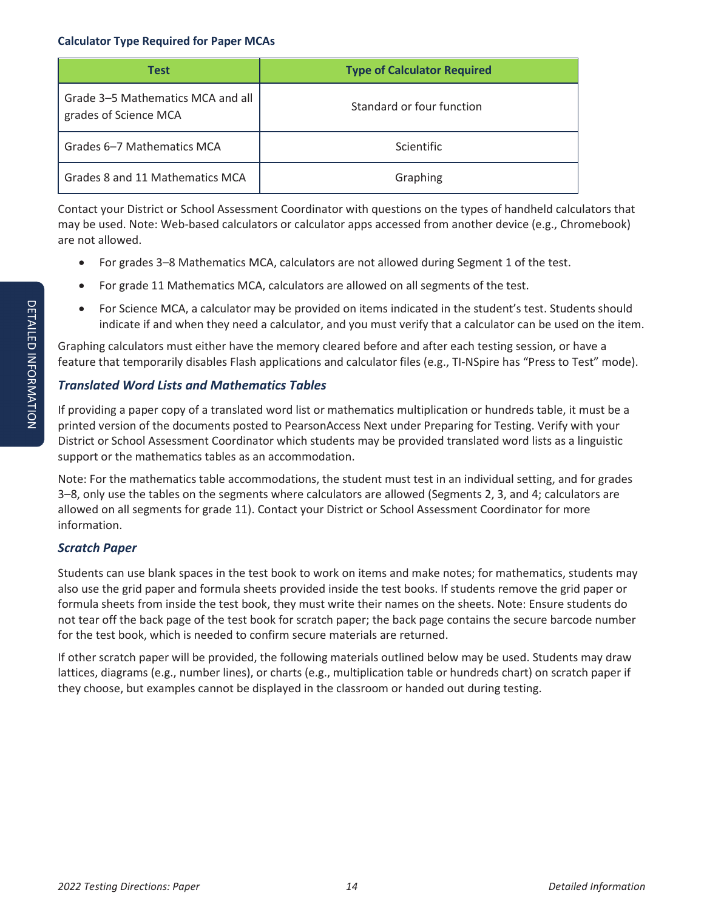**Calculator Type Required for Paper MCAs**

| Test | Type of Calculator Required |
|---|---|
| Grade 3–5 Mathematics MCA and all grades of Science MCA | Standard or four function |
| Grades 6–7 Mathematics MCA | Scientific |
| Grades 8 and 11 Mathematics MCA | Graphing |

Contact your District or School Assessment Coordinator with questions on the types of handheld calculators that may be used. Note: Web-based calculators or calculator apps accessed from another device (e.g., Chromebook) are not allowed.

- For grades 3–8 Mathematics MCA, calculators are not allowed during Segment 1 of the test.
- For grade 11 Mathematics MCA, calculators are allowed on all segments of the test.
- For Science MCA, a calculator may be provided on items indicated in the student's test. Students should indicate if and when they need a calculator, and you must verify that a calculator can be used on the item.

Graphing calculators must either have the memory cleared before and after each testing session, or have a feature that temporarily disables Flash applications and calculator files (e.g., TI-NSpire has "Press to Test" mode).

### *Translated Word Lists and Mathematics Tables*

If providing a paper copy of a translated word list or mathematics multiplication or hundreds table, it must be a printed version of the documents posted to PearsonAccess Next under Preparing for Testing. Verify with your District or School Assessment Coordinator which students may be provided translated word lists as a linguistic support or the mathematics tables as an accommodation.

Note: For the mathematics table accommodations, the student must test in an individual setting, and for grades 3–8, only use the tables on the segments where calculators are allowed (Segments 2, 3, and 4; calculators are allowed on all segments for grade 11). Contact your District or School Assessment Coordinator for more information.

### *Scratch Paper*

Students can use blank spaces in the test book to work on items and make notes; for mathematics, students may also use the grid paper and formula sheets provided inside the test books. If students remove the grid paper or formula sheets from inside the test book, they must write their names on the sheets. Note: Ensure students do not tear off the back page of the test book for scratch paper; the back page contains the secure barcode number for the test book, which is needed to confirm secure materials are returned.

If other scratch paper will be provided, the following materials outlined below may be used. Students may draw lattices, diagrams (e.g., number lines), or charts (e.g., multiplication table or hundreds chart) on scratch paper if they choose, but examples cannot be displayed in the classroom or handed out during testing.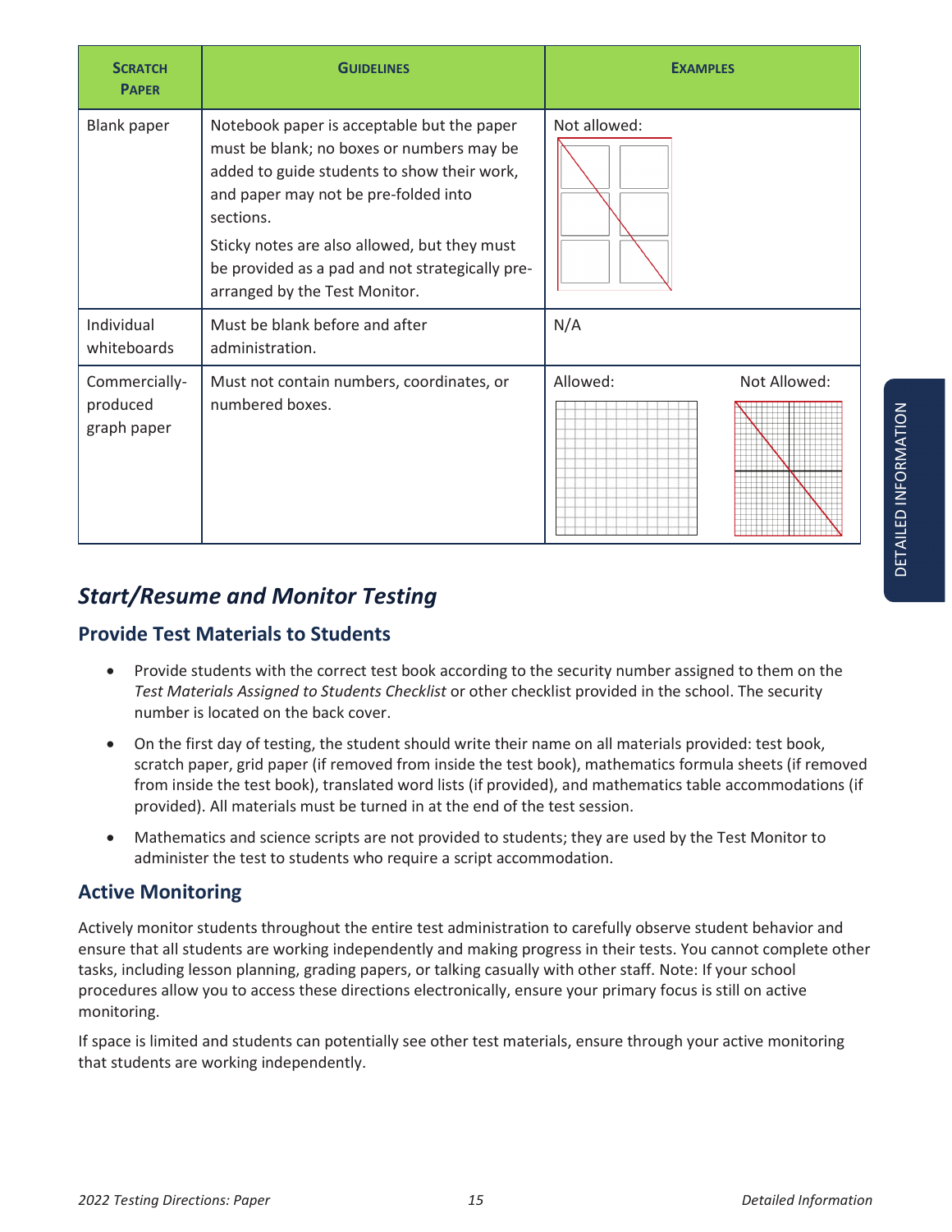| Scratch Paper | Guidelines | Examples |
|---|---|---|
| Blank paper | Notebook paper is acceptable but the paper must be blank; no boxes or numbers may be added to guide students to show their work, and paper may not be pre-folded into sections. Sticky notes are also allowed, but they must be provided as a pad and not strategically pre-arranged by the Test Monitor. | Not allowed: |
| Individual whiteboards | Must be blank before and after administration. | N/A |
| Commercially-produced graph paper | Must not contain numbers, coordinates, or numbered boxes. | Allowed: Not Allowed: |

## *Start/Resume and Monitor Testing*

### Provide Test Materials to Students

- Provide students with the correct test book according to the security number assigned to them on the *Test Materials Assigned to Students Checklist* or other checklist provided in the school. The security number is located on the back cover.
- On the first day of testing, the student should write their name on all materials provided: test book, scratch paper, grid paper (if removed from inside the test book), mathematics formula sheets (if removed from inside the test book), translated word lists (if provided), and mathematics table accommodations (if provided). All materials must be turned in at the end of the test session.
- Mathematics and science scripts are not provided to students; they are used by the Test Monitor to administer the test to students who require a script accommodation.

### Active Monitoring

Actively monitor students throughout the entire test administration to carefully observe student behavior and ensure that all students are working independently and making progress in their tests. You cannot complete other tasks, including lesson planning, grading papers, or talking casually with other staff. Note: If your school procedures allow you to access these directions electronically, ensure your primary focus is still on active monitoring.

If space is limited and students can potentially see other test materials, ensure through your active monitoring that students are working independently.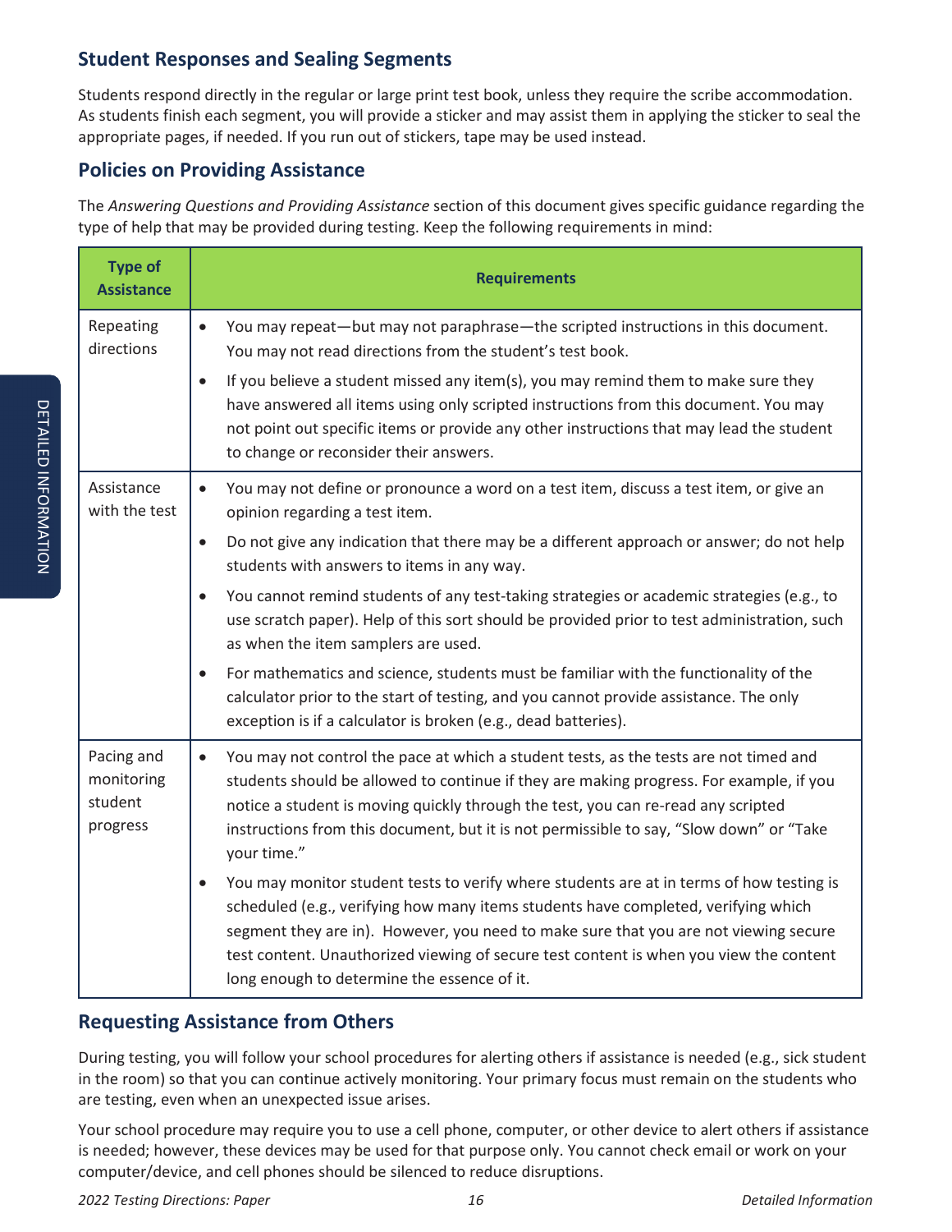## Student Responses and Sealing Segments

Students respond directly in the regular or large print test book, unless they require the scribe accommodation. As students finish each segment, you will provide a sticker and may assist them in applying the sticker to seal the appropriate pages, if needed. If you run out of stickers, tape may be used instead.

## Policies on Providing Assistance

The *Answering Questions and Providing Assistance* section of this document gives specific guidance regarding the type of help that may be provided during testing. Keep the following requirements in mind:

| Type of Assistance | Requirements |
|---|---|
| Repeating directions | • You may repeat—but may not paraphrase—the scripted instructions in this document. You may not read directions from the student's test book.<br>• If you believe a student missed any item(s), you may remind them to make sure they have answered all items using only scripted instructions from this document. You may not point out specific items or provide any other instructions that may lead the student to change or reconsider their answers. |
| Assistance with the test | • You may not define or pronounce a word on a test item, discuss a test item, or give an opinion regarding a test item.<br>• Do not give any indication that there may be a different approach or answer; do not help students with answers to items in any way.<br>• You cannot remind students of any test-taking strategies or academic strategies (e.g., to use scratch paper). Help of this sort should be provided prior to test administration, such as when the item samplers are used.<br>• For mathematics and science, students must be familiar with the functionality of the calculator prior to the start of testing, and you cannot provide assistance. The only exception is if a calculator is broken (e.g., dead batteries). |
| Pacing and monitoring student progress | • You may not control the pace at which a student tests, as the tests are not timed and students should be allowed to continue if they are making progress. For example, if you notice a student is moving quickly through the test, you can re-read any scripted instructions from this document, but it is not permissible to say, "Slow down" or "Take your time."<br>• You may monitor student tests to verify where students are at in terms of how testing is scheduled (e.g., verifying how many items students have completed, verifying which segment they are in). However, you need to make sure that you are not viewing secure test content. Unauthorized viewing of secure test content is when you view the content long enough to determine the essence of it. |

## Requesting Assistance from Others

During testing, you will follow your school procedures for alerting others if assistance is needed (e.g., sick student in the room) so that you can continue actively monitoring. Your primary focus must remain on the students who are testing, even when an unexpected issue arises.

Your school procedure may require you to use a cell phone, computer, or other device to alert others if assistance is needed; however, these devices may be used for that purpose only. You cannot check email or work on your computer/device, and cell phones should be silenced to reduce disruptions.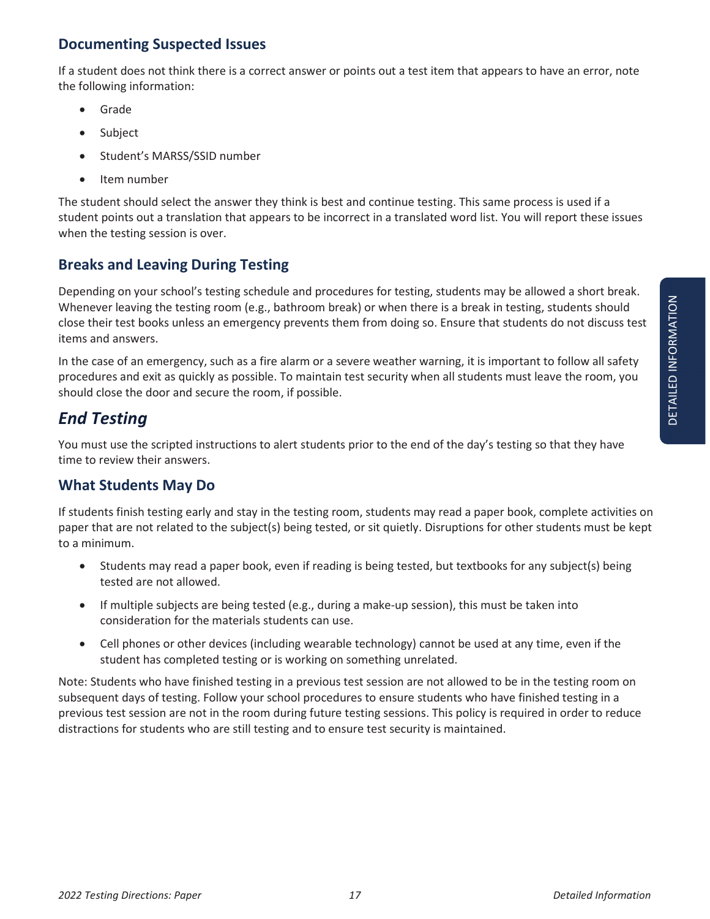### Documenting Suspected Issues

If a student does not think there is a correct answer or points out a test item that appears to have an error, note the following information:

- Grade
- Subject
- Student's MARSS/SSID number
- Item number

The student should select the answer they think is best and continue testing. This same process is used if a student points out a translation that appears to be incorrect in a translated word list. You will report these issues when the testing session is over.

### Breaks and Leaving During Testing

Depending on your school's testing schedule and procedures for testing, students may be allowed a short break. Whenever leaving the testing room (e.g., bathroom break) or when there is a break in testing, students should close their test books unless an emergency prevents them from doing so. Ensure that students do not discuss test items and answers.

In the case of an emergency, such as a fire alarm or a severe weather warning, it is important to follow all safety procedures and exit as quickly as possible. To maintain test security when all students must leave the room, you should close the door and secure the room, if possible.

## *End Testing*

You must use the scripted instructions to alert students prior to the end of the day's testing so that they have time to review their answers.

### What Students May Do

If students finish testing early and stay in the testing room, students may read a paper book, complete activities on paper that are not related to the subject(s) being tested, or sit quietly. Disruptions for other students must be kept to a minimum.

- Students may read a paper book, even if reading is being tested, but textbooks for any subject(s) being tested are not allowed.
- If multiple subjects are being tested (e.g., during a make-up session), this must be taken into consideration for the materials students can use.
- Cell phones or other devices (including wearable technology) cannot be used at any time, even if the student has completed testing or is working on something unrelated.

Note: Students who have finished testing in a previous test session are not allowed to be in the testing room on subsequent days of testing. Follow your school procedures to ensure students who have finished testing in a previous test session are not in the room during future testing sessions. This policy is required in order to reduce distractions for students who are still testing and to ensure test security is maintained.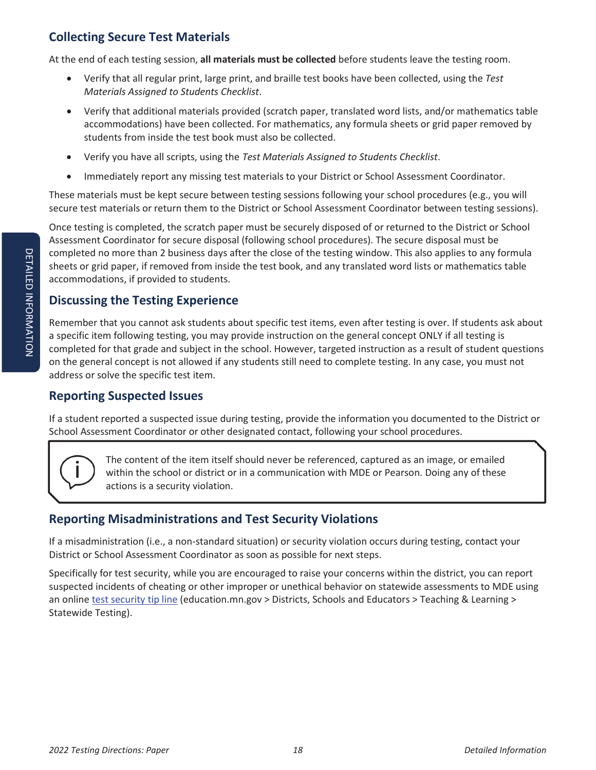## Collecting Secure Test Materials

At the end of each testing session, **all materials must be collected** before students leave the testing room.

- Verify that all regular print, large print, and braille test books have been collected, using the *Test Materials Assigned to Students Checklist*.
- Verify that additional materials provided (scratch paper, translated word lists, and/or mathematics table accommodations) have been collected. For mathematics, any formula sheets or grid paper removed by students from inside the test book must also be collected.
- Verify you have all scripts, using the *Test Materials Assigned to Students Checklist*.
- Immediately report any missing test materials to your District or School Assessment Coordinator.

These materials must be kept secure between testing sessions following your school procedures (e.g., you will secure test materials or return them to the District or School Assessment Coordinator between testing sessions).

Once testing is completed, the scratch paper must be securely disposed of or returned to the District or School Assessment Coordinator for secure disposal (following school procedures). The secure disposal must be completed no more than 2 business days after the close of the testing window. This also applies to any formula sheets or grid paper, if removed from inside the test book, and any translated word lists or mathematics table accommodations, if provided to students.

## Discussing the Testing Experience

Remember that you cannot ask students about specific test items, even after testing is over. If students ask about a specific item following testing, you may provide instruction on the general concept ONLY if all testing is completed for that grade and subject in the school. However, targeted instruction as a result of student questions on the general concept is not allowed if any students still need to complete testing. In any case, you must not address or solve the specific test item.

## Reporting Suspected Issues

If a student reported a suspected issue during testing, provide the information you documented to the District or School Assessment Coordinator or other designated contact, following your school procedures.

> The content of the item itself should never be referenced, captured as an image, or emailed within the school or district or in a communication with MDE or Pearson. Doing any of these actions is a security violation.

## Reporting Misadministrations and Test Security Violations

If a misadministration (i.e., a non-standard situation) or security violation occurs during testing, contact your District or School Assessment Coordinator as soon as possible for next steps.

Specifically for test security, while you are encouraged to raise your concerns within the district, you can report suspected incidents of cheating or other improper or unethical behavior on statewide assessments to MDE using an online test security tip line (education.mn.gov > Districts, Schools and Educators > Teaching & Learning > Statewide Testing).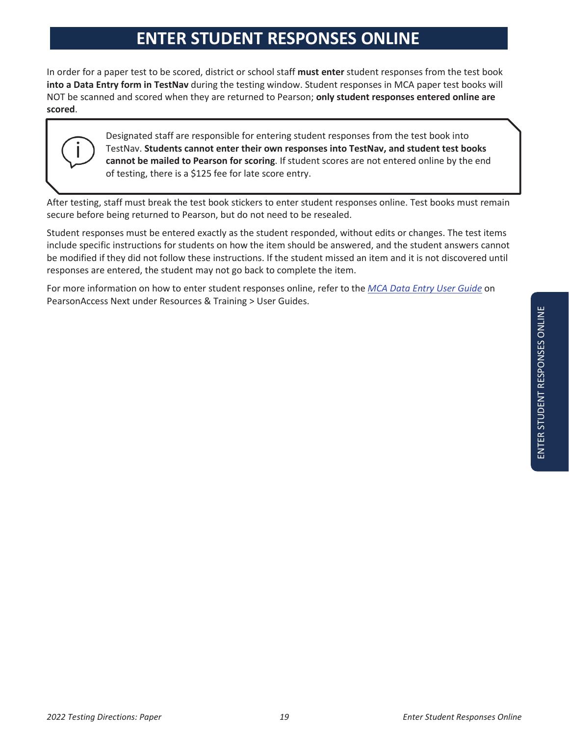# ENTER STUDENT RESPONSES ONLINE

In order for a paper test to be scored, district or school staff **must enter** student responses from the test book **into a Data Entry form in TestNav** during the testing window. Student responses in MCA paper test books will NOT be scanned and scored when they are returned to Pearson; **only student responses entered online are scored**.

> Designated staff are responsible for entering student responses from the test book into TestNav. **Students cannot enter their own responses into TestNav, and student test books cannot be mailed to Pearson for scoring**. If student scores are not entered online by the end of testing, there is a $125 fee for late score entry.

After testing, staff must break the test book stickers to enter student responses online. Test books must remain secure before being returned to Pearson, but do not need to be resealed.

Student responses must be entered exactly as the student responded, without edits or changes. The test items include specific instructions for students on how the item should be answered, and the student answers cannot be modified if they did not follow these instructions. If the student missed an item and it is not discovered until responses are entered, the student may not go back to complete the item.

For more information on how to enter student responses online, refer to the *MCA Data Entry User Guide* on PearsonAccess Next under Resources & Training > User Guides.